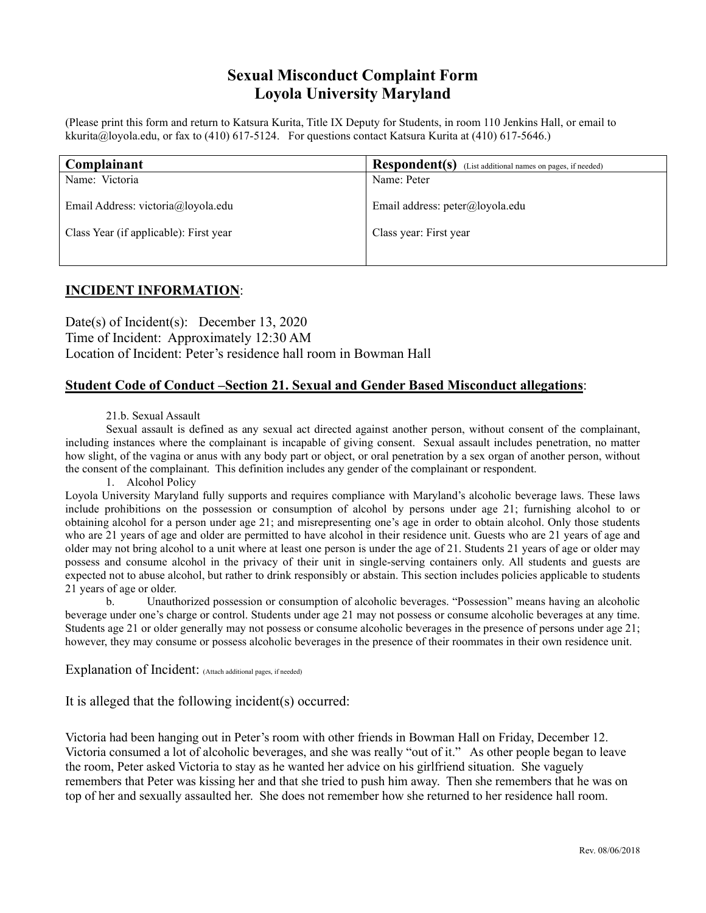# Sexual Misconduct Complaint Form
# Loyola University Maryland

(Please print this form and return to Katsura Kurita, Title IX Deputy for Students, in room 110 Jenkins Hall, or email to kkurita@loyola.edu, or fax to (410) 617-5124. For questions contact Katsura Kurita at (410) 617-5646.)

| **Complainant** | **Respondent(s)** (List additional names on pages, if needed) |
| --- | --- |
| Name: Victoria | Name: Peter |
| Email Address: victoria@loyola.edu | Email address: peter@loyola.edu |
| Class Year (if applicable): First year | Class year: First year |

## INCIDENT INFORMATION:

Date(s) of Incident(s): December 13, 2020
Time of Incident: Approximately 12:30 AM
Location of Incident: Peter's residence hall room in Bowman Hall

## Student Code of Conduct –Section 21. Sexual and Gender Based Misconduct allegations:

21.b. Sexual Assault

Sexual assault is defined as any sexual act directed against another person, without consent of the complainant, including instances where the complainant is incapable of giving consent. Sexual assault includes penetration, no matter how slight, of the vagina or anus with any body part or object, or oral penetration by a sex organ of another person, without the consent of the complainant. This definition includes any gender of the complainant or respondent.

1. Alcohol Policy

Loyola University Maryland fully supports and requires compliance with Maryland's alcoholic beverage laws. These laws include prohibitions on the possession or consumption of alcohol by persons under age 21; furnishing alcohol to or obtaining alcohol for a person under age 21; and misrepresenting one's age in order to obtain alcohol. Only those students who are 21 years of age and older are permitted to have alcohol in their residence unit. Guests who are 21 years of age and older may not bring alcohol to a unit where at least one person is under the age of 21. Students 21 years of age or older may possess and consume alcohol in the privacy of their unit in single-serving containers only. All students and guests are expected not to abuse alcohol, but rather to drink responsibly or abstain. This section includes policies applicable to students 21 years of age or older.

b. Unauthorized possession or consumption of alcoholic beverages. "Possession" means having an alcoholic beverage under one's charge or control. Students under age 21 may not possess or consume alcoholic beverages at any time. Students age 21 or older generally may not possess or consume alcoholic beverages in the presence of persons under age 21; however, they may consume or possess alcoholic beverages in the presence of their roommates in their own residence unit.

Explanation of Incident: (Attach additional pages, if needed)

It is alleged that the following incident(s) occurred:

Victoria had been hanging out in Peter's room with other friends in Bowman Hall on Friday, December 12. Victoria consumed a lot of alcoholic beverages, and she was really "out of it." As other people began to leave the room, Peter asked Victoria to stay as he wanted her advice on his girlfriend situation. She vaguely remembers that Peter was kissing her and that she tried to push him away. Then she remembers that he was on top of her and sexually assaulted her. She does not remember how she returned to her residence hall room.

Rev. 08/06/2018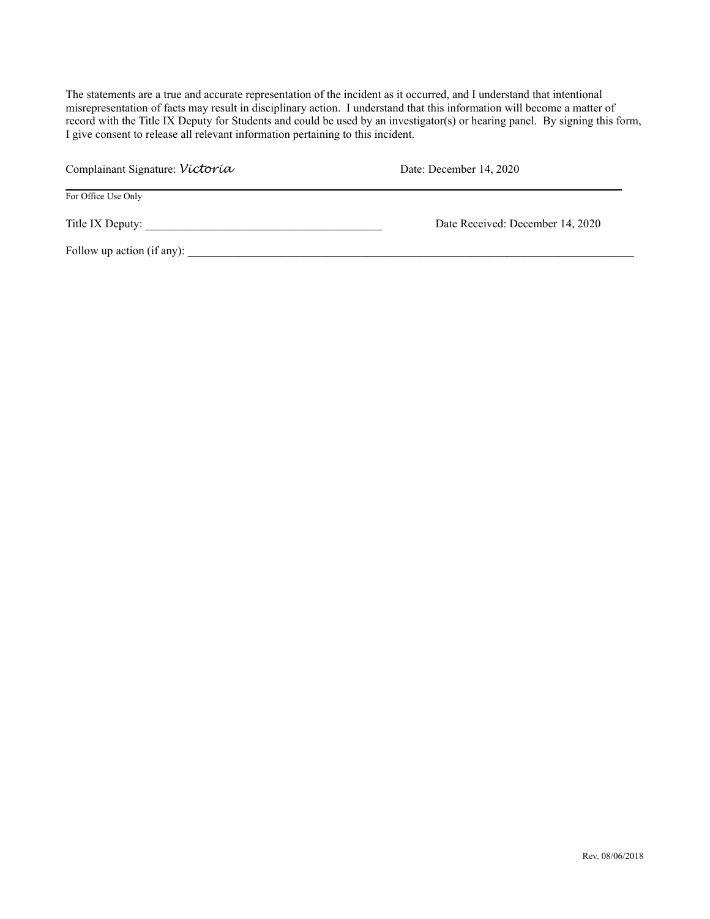The statements are a true and accurate representation of the incident as it occurred, and I understand that intentional misrepresentation of facts may result in disciplinary action. I understand that this information will become a matter of record with the Title IX Deputy for Students and could be used by an investigator(s) or hearing panel. By signing this form, I give consent to release all relevant information pertaining to this incident.

Complainant Signature: *Victoria* Date: December 14, 2020

---

For Office Use Only

Title IX Deputy: ________________________________________ Date Received: December 14, 2020

Follow up action (if any): ________________________________________________________________________________

Rev. 08/06/2018